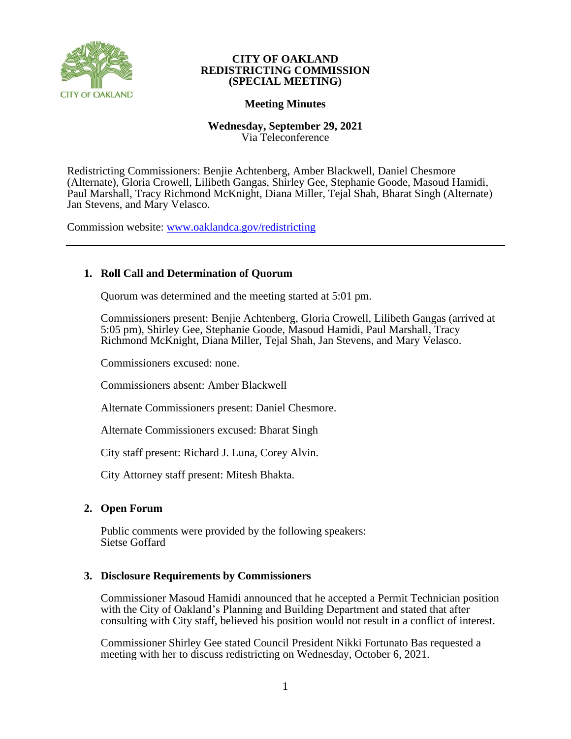# CITY OF OAKLAND
# REDISTRICTING COMMISSION
# (SPECIAL MEETING)

## Meeting Minutes

**Wednesday, September 29, 2021**
Via Teleconference

Redistricting Commissioners: Benjie Achtenberg, Amber Blackwell, Daniel Chesmore (Alternate), Gloria Crowell, Lilibeth Gangas, Shirley Gee, Stephanie Goode, Masoud Hamidi, Paul Marshall, Tracy Richmond McKnight, Diana Miller, Tejal Shah, Bharat Singh (Alternate) Jan Stevens, and Mary Velasco.

Commission website: [www.oaklandca.gov/redistricting](www.oaklandca.gov/redistricting)

---

### 1. Roll Call and Determination of Quorum

Quorum was determined and the meeting started at 5:01 pm.

Commissioners present: Benjie Achtenberg, Gloria Crowell, Lilibeth Gangas (arrived at 5:05 pm), Shirley Gee, Stephanie Goode, Masoud Hamidi, Paul Marshall, Tracy Richmond McKnight, Diana Miller, Tejal Shah, Jan Stevens, and Mary Velasco.

Commissioners excused: none.

Commissioners absent: Amber Blackwell

Alternate Commissioners present: Daniel Chesmore.

Alternate Commissioners excused: Bharat Singh

City staff present: Richard J. Luna, Corey Alvin.

City Attorney staff present: Mitesh Bhakta.

### 2. Open Forum

Public comments were provided by the following speakers:
Sietse Goffard

### 3. Disclosure Requirements by Commissioners

Commissioner Masoud Hamidi announced that he accepted a Permit Technician position with the City of Oakland's Planning and Building Department and stated that after consulting with City staff, believed his position would not result in a conflict of interest.

Commissioner Shirley Gee stated Council President Nikki Fortunato Bas requested a meeting with her to discuss redistricting on Wednesday, October 6, 2021.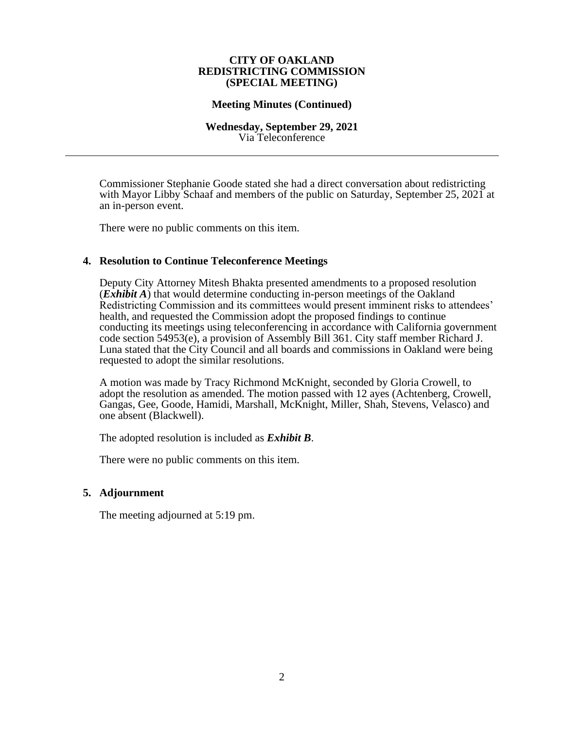**CITY OF OAKLAND**
**REDISTRICTING COMMISSION**
**(SPECIAL MEETING)**

**Meeting Minutes (Continued)**

**Wednesday, September 29, 2021**
Via Teleconference

---

Commissioner Stephanie Goode stated she had a direct conversation about redistricting with Mayor Libby Schaaf and members of the public on Saturday, September 25, 2021 at an in-person event.

There were no public comments on this item.

**4. Resolution to Continue Teleconference Meetings**

Deputy City Attorney Mitesh Bhakta presented amendments to a proposed resolution (***Exhibit A***) that would determine conducting in-person meetings of the Oakland Redistricting Commission and its committees would present imminent risks to attendees' health, and requested the Commission adopt the proposed findings to continue conducting its meetings using teleconferencing in accordance with California government code section 54953(e), a provision of Assembly Bill 361. City staff member Richard J. Luna stated that the City Council and all boards and commissions in Oakland were being requested to adopt the similar resolutions.

A motion was made by Tracy Richmond McKnight, seconded by Gloria Crowell, to adopt the resolution as amended. The motion passed with 12 ayes (Achtenberg, Crowell, Gangas, Gee, Goode, Hamidi, Marshall, McKnight, Miller, Shah, Stevens, Velasco) and one absent (Blackwell).

The adopted resolution is included as ***Exhibit B***.

There were no public comments on this item.

**5. Adjournment**

The meeting adjourned at 5:19 pm.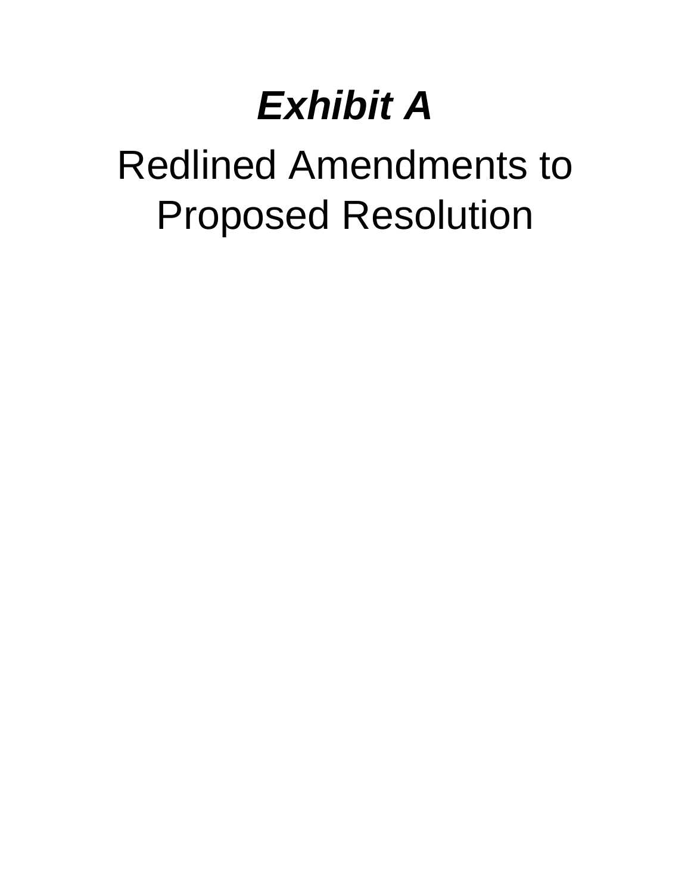# *Exhibit A*

# Redlined Amendments to Proposed Resolution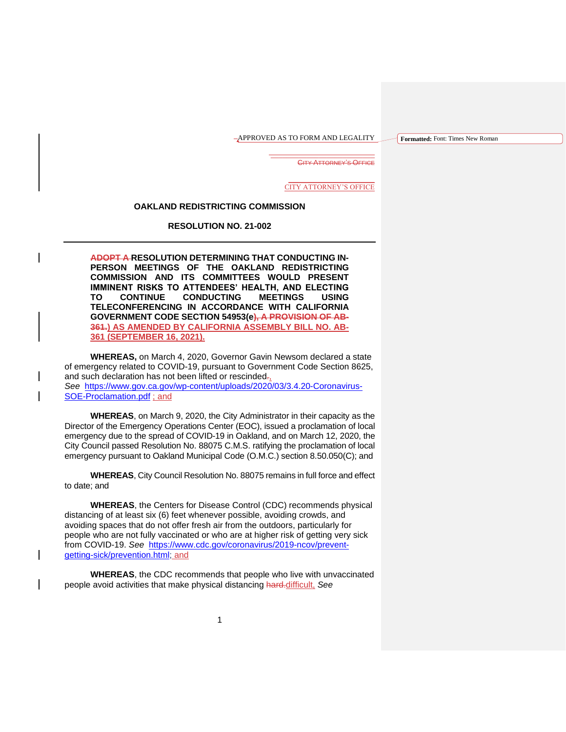APPROVED AS TO FORM AND LEGALITY

CITY ATTORNEY'S OFFICE

CITY ATTORNEY'S OFFICE

**OAKLAND REDISTRICTING COMMISSION**

**RESOLUTION NO. 21-002**

---

**ADOPT A RESOLUTION DETERMINING THAT CONDUCTING IN-PERSON MEETINGS OF THE OAKLAND REDISTRICTING COMMISSION AND ITS COMMITTEES WOULD PRESENT IMMINENT RISKS TO ATTENDEES' HEALTH, AND ELECTING TO CONTINUE CONDUCTING MEETINGS USING TELECONFERENCING IN ACCORDANCE WITH CALIFORNIA GOVERNMENT CODE SECTION 54953(e), A PROVISION OF AB-361.) AS AMENDED BY CALIFORNIA ASSEMBLY BILL NO. AB-361 (SEPTEMBER 16, 2021).**

**WHEREAS,** on March 4, 2020, Governor Gavin Newsom declared a state of emergency related to COVID-19, pursuant to Government Code Section 8625, and such declaration has not been lifted or rescinded.,
*See* https://www.gov.ca.gov/wp-content/uploads/2020/03/3.4.20-Coronavirus-SOE-Proclamation.pdf ; and

**WHEREAS**, on March 9, 2020, the City Administrator in their capacity as the Director of the Emergency Operations Center (EOC), issued a proclamation of local emergency due to the spread of COVID-19 in Oakland, and on March 12, 2020, the City Council passed Resolution No. 88075 C.M.S. ratifying the proclamation of local emergency pursuant to Oakland Municipal Code (O.M.C.) section 8.50.050(C); and

**WHEREAS**, City Council Resolution No. 88075 remains in full force and effect to date; and

**WHEREAS**, the Centers for Disease Control (CDC) recommends physical distancing of at least six (6) feet whenever possible, avoiding crowds, and avoiding spaces that do not offer fresh air from the outdoors, particularly for people who are not fully vaccinated or who are at higher risk of getting very sick from COVID-19. *See* https://www.cdc.gov/coronavirus/2019-ncov/prevent-getting-sick/prevention.html; and

**WHEREAS**, the CDC recommends that people who live with unvaccinated people avoid activities that make physical distancing hard.difficult, *See*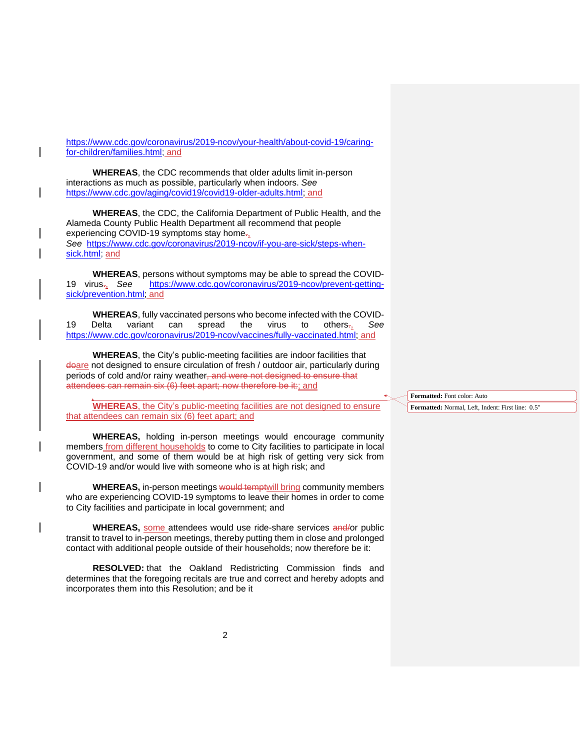https://www.cdc.gov/coronavirus/2019-ncov/your-health/about-covid-19/caring-for-children/families.html; and

**WHEREAS**, the CDC recommends that older adults limit in-person interactions as much as possible, particularly when indoors. *See* https://www.cdc.gov/aging/covid19/covid19-older-adults.html; and

**WHEREAS**, the CDC, the California Department of Public Health, and the Alameda County Public Health Department all recommend that people experiencing COVID-19 symptoms stay home., *See* https://www.cdc.gov/coronavirus/2019-ncov/if-you-are-sick/steps-when-sick.html; and

**WHEREAS**, persons without symptoms may be able to spread the COVID-19 virus., *See* https://www.cdc.gov/coronavirus/2019-ncov/prevent-getting-sick/prevention.html; and

**WHEREAS**, fully vaccinated persons who become infected with the COVID-19 Delta variant can spread the virus to others., *See* https://www.cdc.gov/coronavirus/2019-ncov/vaccines/fully-vaccinated.html; and

**WHEREAS**, the City's public-meeting facilities are indoor facilities that doare not designed to ensure circulation of fresh / outdoor air, particularly during periods of cold and/or rainy weather, and were not designed to ensure that attendees can remain six (6) feet apart; now therefore be it:; and

**WHEREAS**, the City's public-meeting facilities are not designed to ensure that attendees can remain six (6) feet apart; and

**WHEREAS,** holding in-person meetings would encourage community members from different households to come to City facilities to participate in local government, and some of them would be at high risk of getting very sick from COVID-19 and/or would live with someone who is at high risk; and

**WHEREAS,** in-person meetings would temptwill bring community members who are experiencing COVID-19 symptoms to leave their homes in order to come to City facilities and participate in local government; and

**WHEREAS,** some attendees would use ride-share services and/or public transit to travel to in-person meetings, thereby putting them in close and prolonged contact with additional people outside of their households; now therefore be it:

**RESOLVED:** that the Oakland Redistricting Commission finds and determines that the foregoing recitals are true and correct and hereby adopts and incorporates them into this Resolution; and be it

**Formatted:** Font color: Auto

**Formatted:** Normal, Left, Indent: First line: 0.5"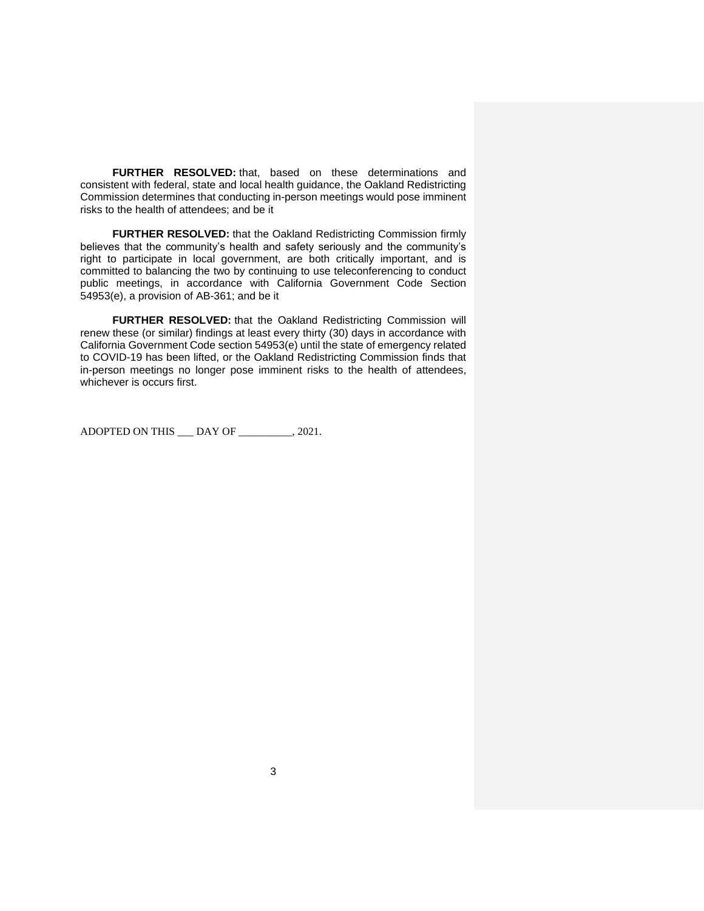**FURTHER RESOLVED:** that, based on these determinations and consistent with federal, state and local health guidance, the Oakland Redistricting Commission determines that conducting in-person meetings would pose imminent risks to the health of attendees; and be it

**FURTHER RESOLVED:** that the Oakland Redistricting Commission firmly believes that the community's health and safety seriously and the community's right to participate in local government, are both critically important, and is committed to balancing the two by continuing to use teleconferencing to conduct public meetings, in accordance with California Government Code Section 54953(e), a provision of AB-361; and be it

**FURTHER RESOLVED:** that the Oakland Redistricting Commission will renew these (or similar) findings at least every thirty (30) days in accordance with California Government Code section 54953(e) until the state of emergency related to COVID-19 has been lifted, or the Oakland Redistricting Commission finds that in-person meetings no longer pose imminent risks to the health of attendees, whichever is occurs first.

ADOPTED ON THIS ___ DAY OF __________, 2021.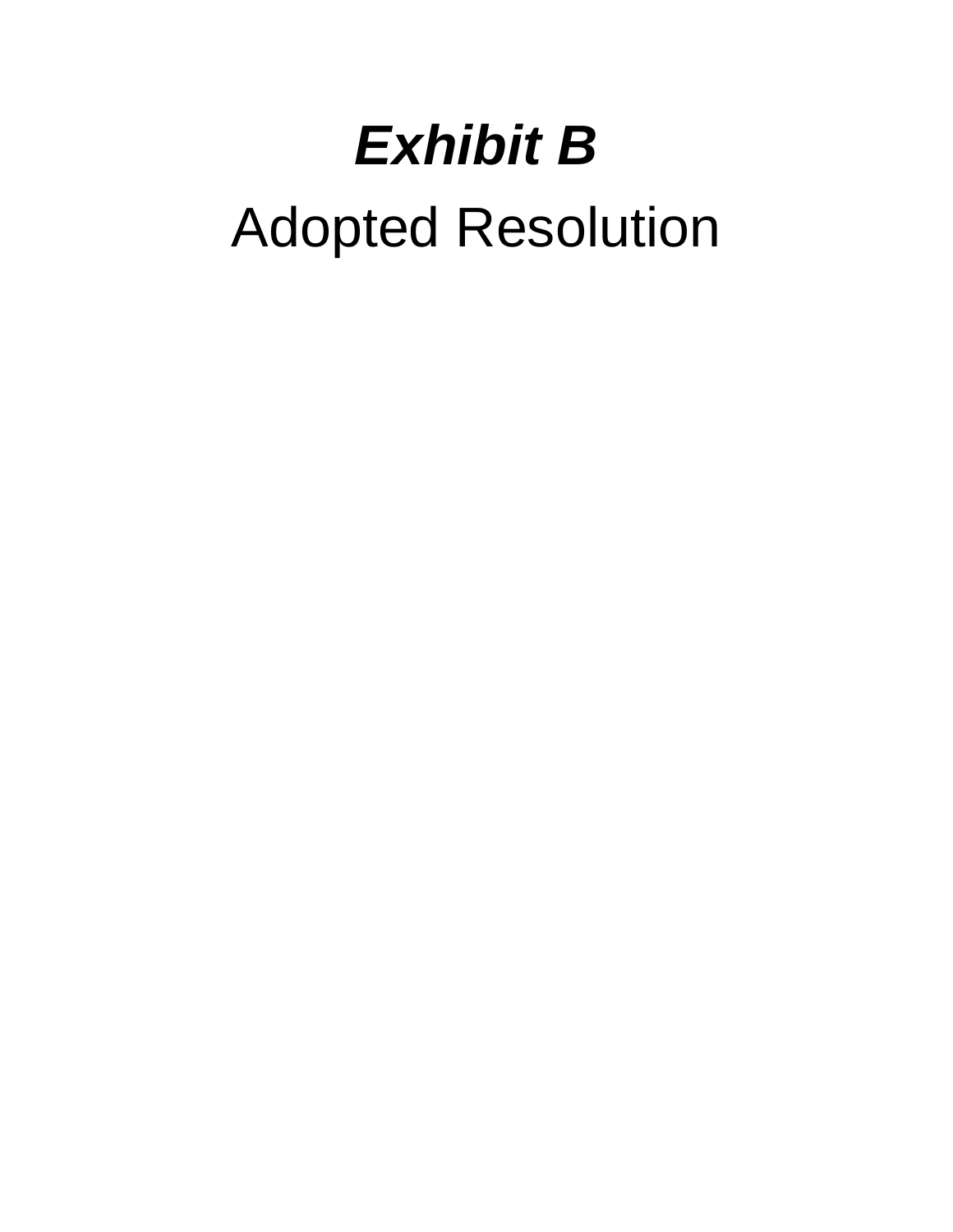# ***Exhibit B***

Adopted Resolution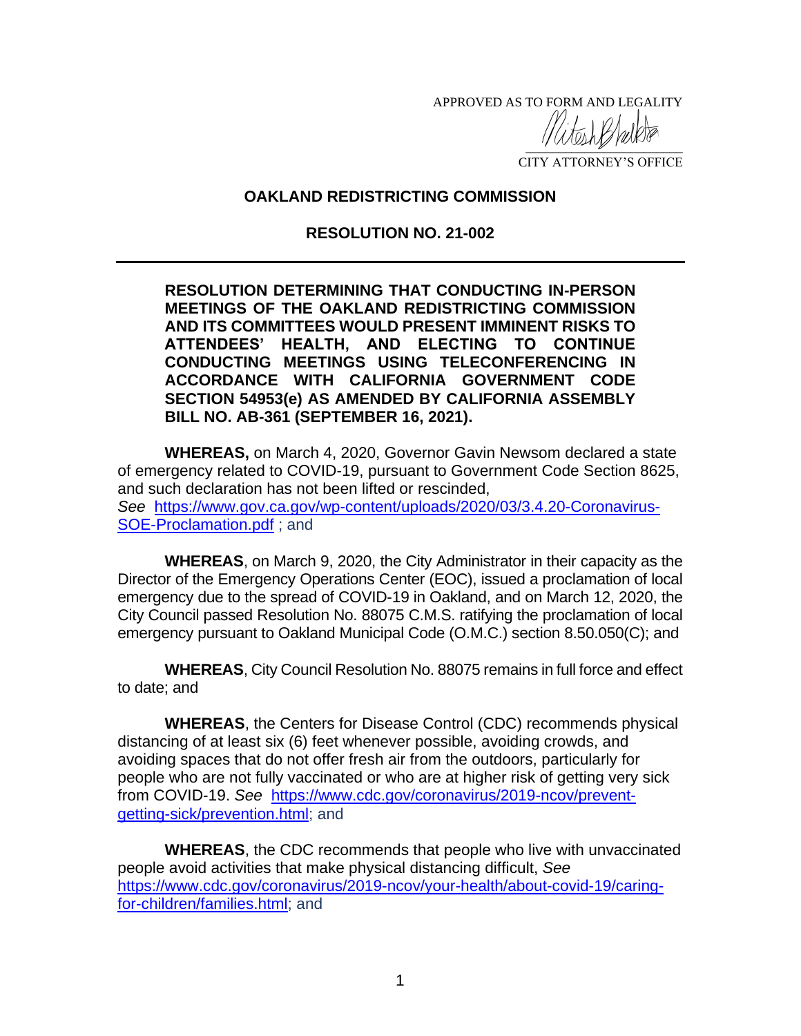APPROVED AS TO FORM AND LEGALITY

CITY ATTORNEY'S OFFICE

**OAKLAND REDISTRICTING COMMISSION**

**RESOLUTION NO. 21-002**

---

**RESOLUTION DETERMINING THAT CONDUCTING IN-PERSON MEETINGS OF THE OAKLAND REDISTRICTING COMMISSION AND ITS COMMITTEES WOULD PRESENT IMMINENT RISKS TO ATTENDEES' HEALTH, AND ELECTING TO CONTINUE CONDUCTING MEETINGS USING TELECONFERENCING IN ACCORDANCE WITH CALIFORNIA GOVERNMENT CODE SECTION 54953(e) AS AMENDED BY CALIFORNIA ASSEMBLY BILL NO. AB-361 (SEPTEMBER 16, 2021).**

**WHEREAS,** on March 4, 2020, Governor Gavin Newsom declared a state of emergency related to COVID-19, pursuant to Government Code Section 8625, and such declaration has not been lifted or rescinded, *See* https://www.gov.ca.gov/wp-content/uploads/2020/03/3.4.20-Coronavirus-SOE-Proclamation.pdf ; and

**WHEREAS**, on March 9, 2020, the City Administrator in their capacity as the Director of the Emergency Operations Center (EOC), issued a proclamation of local emergency due to the spread of COVID-19 in Oakland, and on March 12, 2020, the City Council passed Resolution No. 88075 C.M.S. ratifying the proclamation of local emergency pursuant to Oakland Municipal Code (O.M.C.) section 8.50.050(C); and

**WHEREAS**, City Council Resolution No. 88075 remains in full force and effect to date; and

**WHEREAS**, the Centers for Disease Control (CDC) recommends physical distancing of at least six (6) feet whenever possible, avoiding crowds, and avoiding spaces that do not offer fresh air from the outdoors, particularly for people who are not fully vaccinated or who are at higher risk of getting very sick from COVID-19. *See* https://www.cdc.gov/coronavirus/2019-ncov/prevent-getting-sick/prevention.html; and

**WHEREAS**, the CDC recommends that people who live with unvaccinated people avoid activities that make physical distancing difficult, *See* https://www.cdc.gov/coronavirus/2019-ncov/your-health/about-covid-19/caring-for-children/families.html; and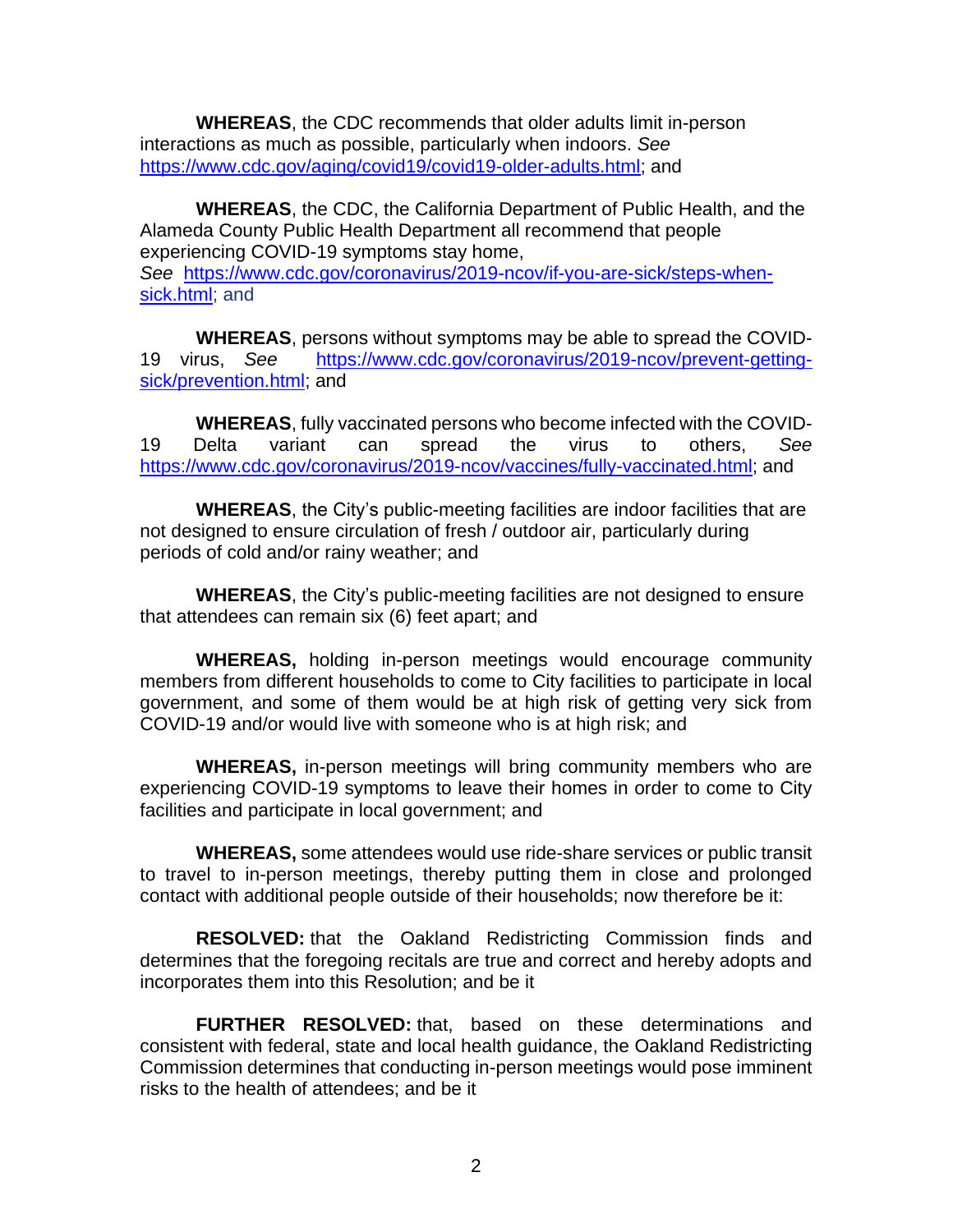**WHEREAS**, the CDC recommends that older adults limit in-person interactions as much as possible, particularly when indoors. *See* https://www.cdc.gov/aging/covid19/covid19-older-adults.html; and

**WHEREAS**, the CDC, the California Department of Public Health, and the Alameda County Public Health Department all recommend that people experiencing COVID-19 symptoms stay home, *See* https://www.cdc.gov/coronavirus/2019-ncov/if-you-are-sick/steps-when-sick.html; and

**WHEREAS**, persons without symptoms may be able to spread the COVID-19 virus, *See* https://www.cdc.gov/coronavirus/2019-ncov/prevent-getting-sick/prevention.html; and

**WHEREAS**, fully vaccinated persons who become infected with the COVID-19 Delta variant can spread the virus to others, *See* https://www.cdc.gov/coronavirus/2019-ncov/vaccines/fully-vaccinated.html; and

**WHEREAS**, the City's public-meeting facilities are indoor facilities that are not designed to ensure circulation of fresh / outdoor air, particularly during periods of cold and/or rainy weather; and

**WHEREAS**, the City's public-meeting facilities are not designed to ensure that attendees can remain six (6) feet apart; and

**WHEREAS,** holding in-person meetings would encourage community members from different households to come to City facilities to participate in local government, and some of them would be at high risk of getting very sick from COVID-19 and/or would live with someone who is at high risk; and

**WHEREAS,** in-person meetings will bring community members who are experiencing COVID-19 symptoms to leave their homes in order to come to City facilities and participate in local government; and

**WHEREAS,** some attendees would use ride-share services or public transit to travel to in-person meetings, thereby putting them in close and prolonged contact with additional people outside of their households; now therefore be it:

**RESOLVED:** that the Oakland Redistricting Commission finds and determines that the foregoing recitals are true and correct and hereby adopts and incorporates them into this Resolution; and be it

**FURTHER RESOLVED:** that, based on these determinations and consistent with federal, state and local health guidance, the Oakland Redistricting Commission determines that conducting in-person meetings would pose imminent risks to the health of attendees; and be it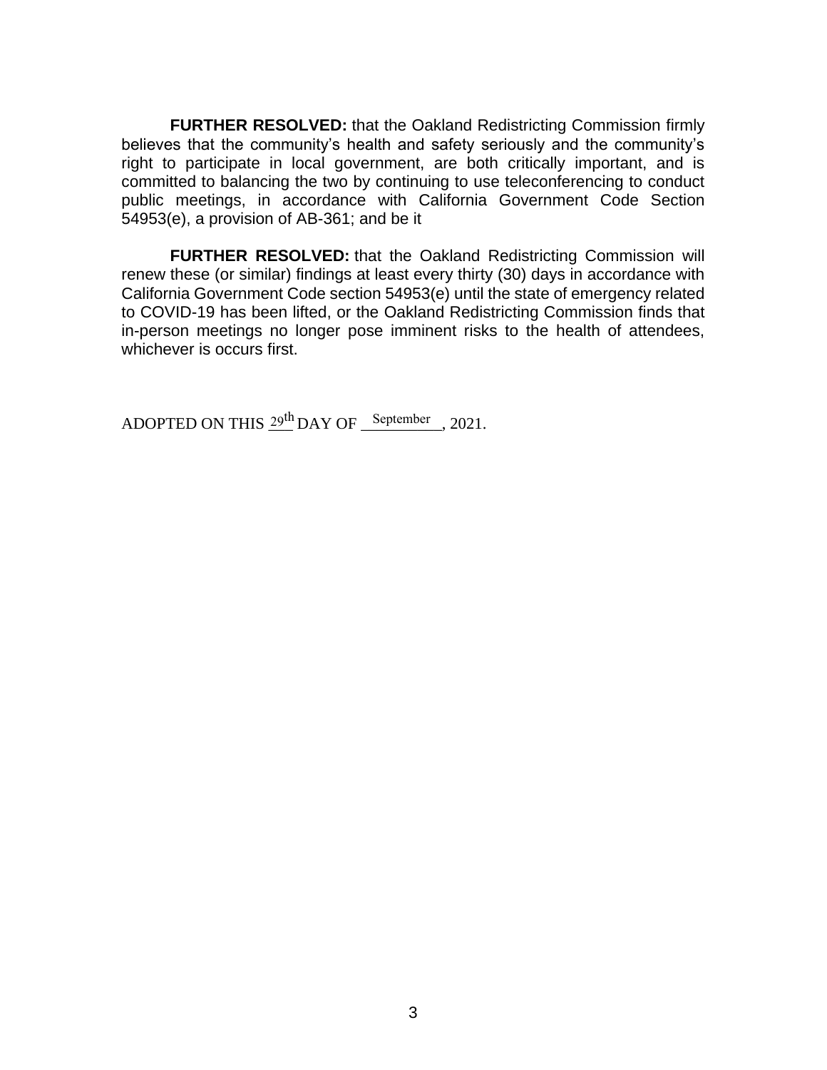**FURTHER RESOLVED:** that the Oakland Redistricting Commission firmly believes that the community's health and safety seriously and the community's right to participate in local government, are both critically important, and is committed to balancing the two by continuing to use teleconferencing to conduct public meetings, in accordance with California Government Code Section 54953(e), a provision of AB-361; and be it

**FURTHER RESOLVED:** that the Oakland Redistricting Commission will renew these (or similar) findings at least every thirty (30) days in accordance with California Government Code section 54953(e) until the state of emergency related to COVID-19 has been lifted, or the Oakland Redistricting Commission finds that in-person meetings no longer pose imminent risks to the health of attendees, whichever is occurs first.

ADOPTED ON THIS 29th DAY OF September, 2021.